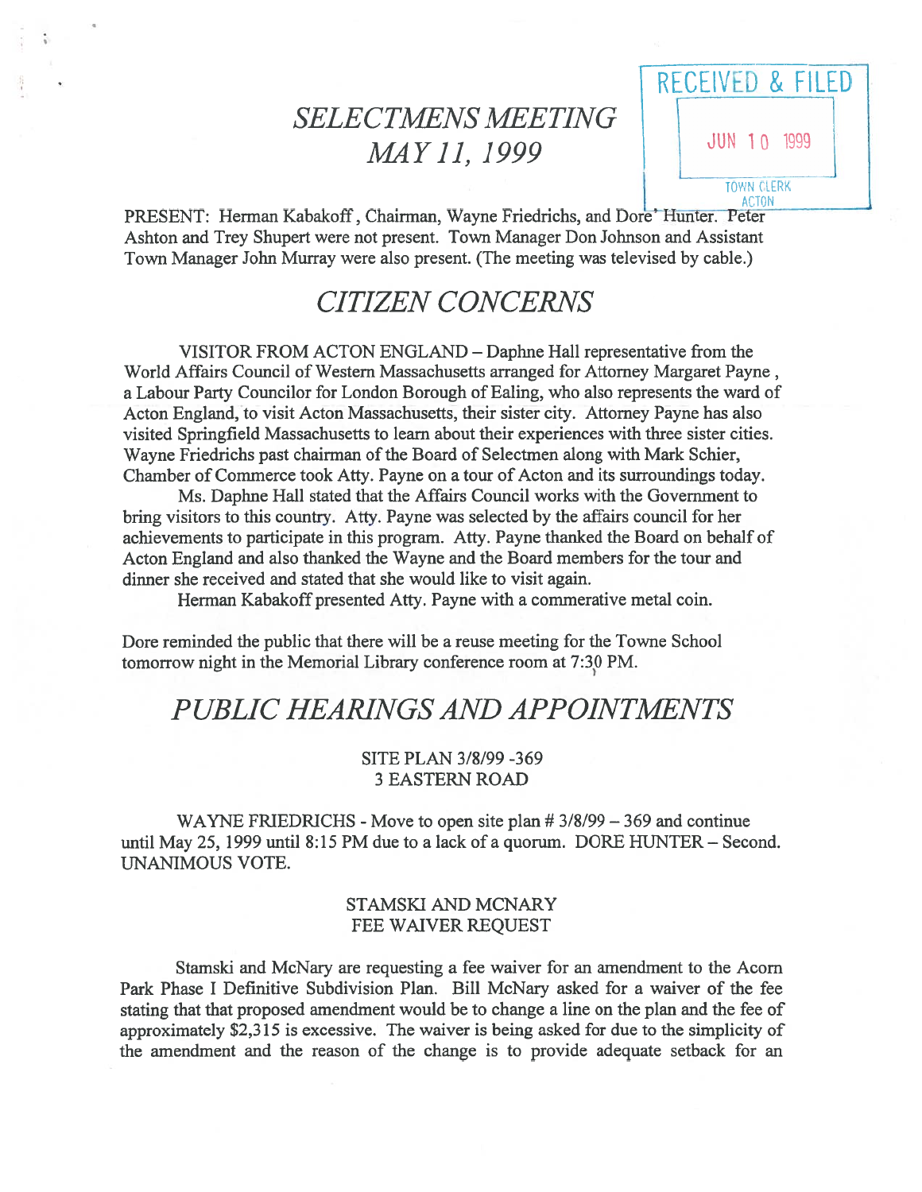# *SELECTMENS MEETING*
# *MAY 11, 1999*

RECEIVED & FILED
JUN 10 1999
TOWN CLERK
ACTON

PRESENT: Herman Kabakoff, Chairman, Wayne Friedrichs, and Dore' Hunter. Peter Ashton and Trey Shupert were not present. Town Manager Don Johnson and Assistant Town Manager John Murray were also present. (The meeting was televised by cable.)

## *CITIZEN CONCERNS*

VISITOR FROM ACTON ENGLAND – Daphne Hall representative from the World Affairs Council of Western Massachusetts arranged for Attorney Margaret Payne, a Labour Party Councilor for London Borough of Ealing, who also represents the ward of Acton England, to visit Acton Massachusetts, their sister city. Attorney Payne has also visited Springfield Massachusetts to learn about their experiences with three sister cities. Wayne Friedrichs past chairman of the Board of Selectmen along with Mark Schier, Chamber of Commerce took Atty. Payne on a tour of Acton and its surroundings today.

Ms. Daphne Hall stated that the Affairs Council works with the Government to bring visitors to this country. Atty. Payne was selected by the affairs council for her achievements to participate in this program. Atty. Payne thanked the Board on behalf of Acton England and also thanked the Wayne and the Board members for the tour and dinner she received and stated that she would like to visit again.

Herman Kabakoff presented Atty. Payne with a commerative metal coin.

Dore reminded the public that there will be a reuse meeting for the Towne School tomorrow night in the Memorial Library conference room at 7:30 PM.

## *PUBLIC HEARINGS AND APPOINTMENTS*

SITE PLAN 3/8/99 -369
3 EASTERN ROAD

WAYNE FRIEDRICHS - Move to open site plan # 3/8/99 – 369 and continue until May 25, 1999 until 8:15 PM due to a lack of a quorum. DORE HUNTER – Second. UNANIMOUS VOTE.

STAMSKI AND MCNARY
FEE WAIVER REQUEST

Stamski and McNary are requesting a fee waiver for an amendment to the Acorn Park Phase I Definitive Subdivision Plan. Bill McNary asked for a waiver of the fee stating that that proposed amendment would be to change a line on the plan and the fee of approximately $2,315 is excessive. The waiver is being asked for due to the simplicity of the amendment and the reason of the change is to provide adequate setback for an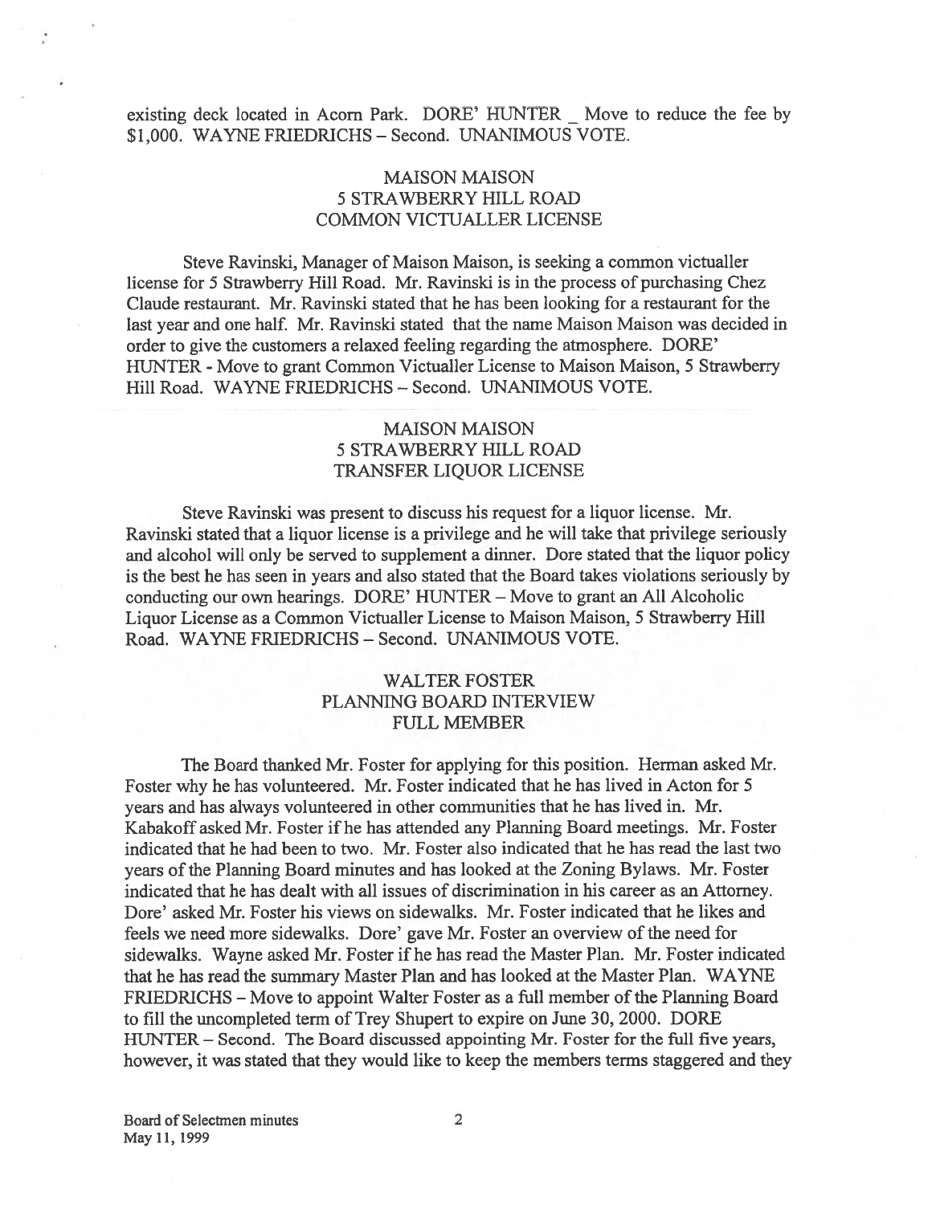existing deck located in Acorn Park. DORE' HUNTER _ Move to reduce the fee by $1,000. WAYNE FRIEDRICHS – Second. UNANIMOUS VOTE.

### MAISON MAISON
### 5 STRAWBERRY HILL ROAD
### COMMON VICTUALLER LICENSE

Steve Ravinski, Manager of Maison Maison, is seeking a common victualler license for 5 Strawberry Hill Road. Mr. Ravinski is in the process of purchasing Chez Claude restaurant. Mr. Ravinski stated that he has been looking for a restaurant for the last year and one half. Mr. Ravinski stated that the name Maison Maison was decided in order to give the customers a relaxed feeling regarding the atmosphere. DORE' HUNTER - Move to grant Common Victualler License to Maison Maison, 5 Strawberry Hill Road. WAYNE FRIEDRICHS – Second. UNANIMOUS VOTE.

### MAISON MAISON
### 5 STRAWBERRY HILL ROAD
### TRANSFER LIQUOR LICENSE

Steve Ravinski was present to discuss his request for a liquor license. Mr. Ravinski stated that a liquor license is a privilege and he will take that privilege seriously and alcohol will only be served to supplement a dinner. Dore stated that the liquor policy is the best he has seen in years and also stated that the Board takes violations seriously by conducting our own hearings. DORE' HUNTER – Move to grant an All Alcoholic Liquor License as a Common Victualler License to Maison Maison, 5 Strawberry Hill Road. WAYNE FRIEDRICHS – Second. UNANIMOUS VOTE.

### WALTER FOSTER
### PLANNING BOARD INTERVIEW
### FULL MEMBER

The Board thanked Mr. Foster for applying for this position. Herman asked Mr. Foster why he has volunteered. Mr. Foster indicated that he has lived in Acton for 5 years and has always volunteered in other communities that he has lived in. Mr. Kabakoff asked Mr. Foster if he has attended any Planning Board meetings. Mr. Foster indicated that he had been to two. Mr. Foster also indicated that he has read the last two years of the Planning Board minutes and has looked at the Zoning Bylaws. Mr. Foster indicated that he has dealt with all issues of discrimination in his career as an Attorney. Dore' asked Mr. Foster his views on sidewalks. Mr. Foster indicated that he likes and feels we need more sidewalks. Dore' gave Mr. Foster an overview of the need for sidewalks. Wayne asked Mr. Foster if he has read the Master Plan. Mr. Foster indicated that he has read the summary Master Plan and has looked at the Master Plan. WAYNE FRIEDRICHS – Move to appoint Walter Foster as a full member of the Planning Board to fill the uncompleted term of Trey Shupert to expire on June 30, 2000. DORE HUNTER – Second. The Board discussed appointing Mr. Foster for the full five years, however, it was stated that they would like to keep the members terms staggered and they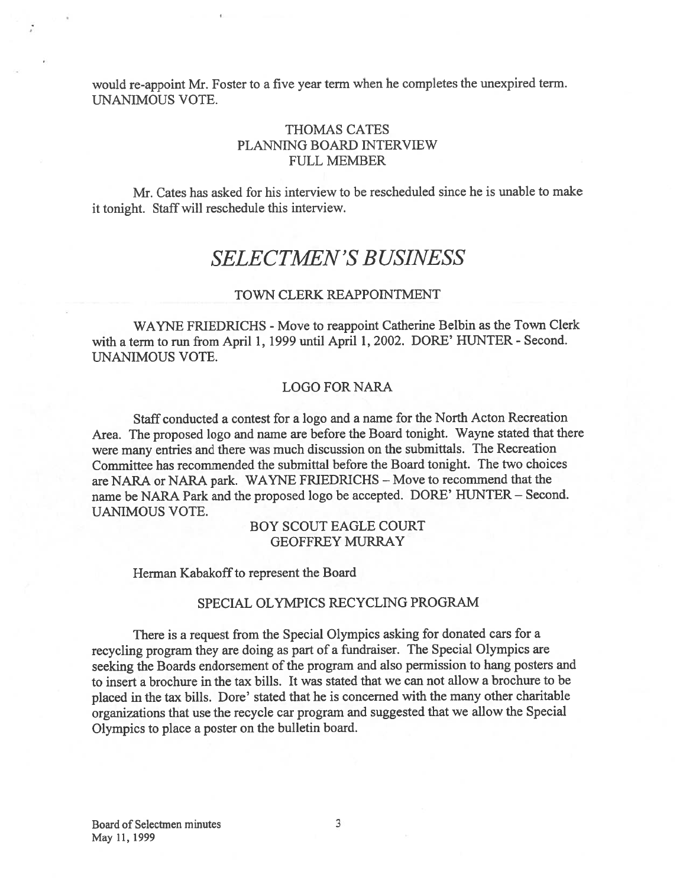would re-appoint Mr. Foster to a five year term when he completes the unexpired term. UNANIMOUS VOTE.

### THOMAS CATES
### PLANNING BOARD INTERVIEW
### FULL MEMBER

Mr. Cates has asked for his interview to be rescheduled since he is unable to make it tonight. Staff will reschedule this interview.

# *SELECTMEN'S BUSINESS*

### TOWN CLERK REAPPOINTMENT

WAYNE FRIEDRICHS - Move to reappoint Catherine Belbin as the Town Clerk with a term to run from April 1, 1999 until April 1, 2002. DORE' HUNTER - Second. UNANIMOUS VOTE.

### LOGO FOR NARA

Staff conducted a contest for a logo and a name for the North Acton Recreation Area. The proposed logo and name are before the Board tonight. Wayne stated that there were many entries and there was much discussion on the submittals. The Recreation Committee has recommended the submittal before the Board tonight. The two choices are NARA or NARA park. WAYNE FRIEDRICHS – Move to recommend that the name be NARA Park and the proposed logo be accepted. DORE' HUNTER – Second. UANIMOUS VOTE.

### BOY SCOUT EAGLE COURT
### GEOFFREY MURRAY

Herman Kabakoff to represent the Board

### SPECIAL OLYMPICS RECYCLING PROGRAM

There is a request from the Special Olympics asking for donated cars for a recycling program they are doing as part of a fundraiser. The Special Olympics are seeking the Boards endorsement of the program and also permission to hang posters and to insert a brochure in the tax bills. It was stated that we can not allow a brochure to be placed in the tax bills. Dore' stated that he is concerned with the many other charitable organizations that use the recycle car program and suggested that we allow the Special Olympics to place a poster on the bulletin board.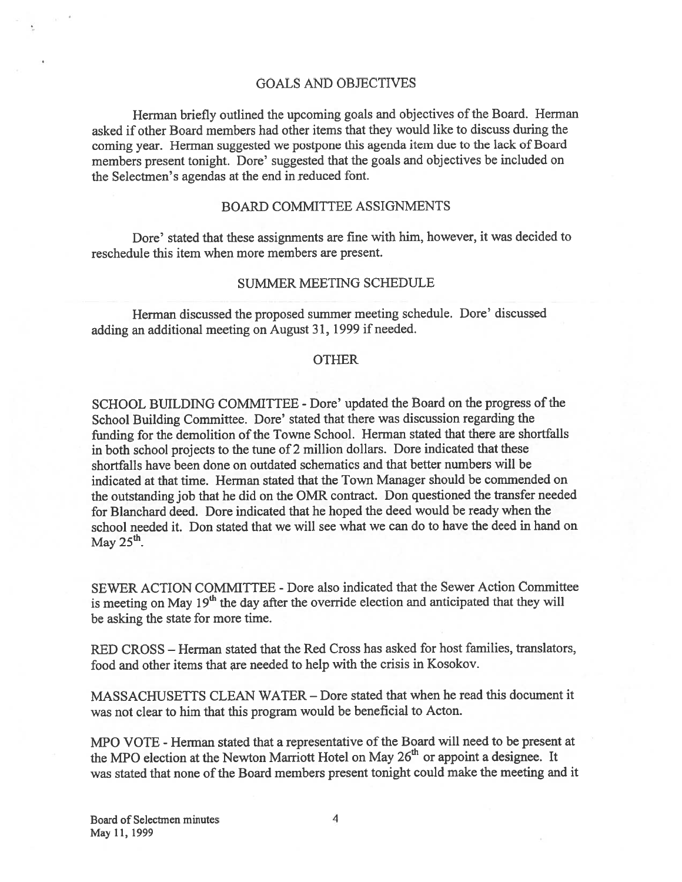## GOALS AND OBJECTIVES

Herman briefly outlined the upcoming goals and objectives of the Board. Herman asked if other Board members had other items that they would like to discuss during the coming year. Herman suggested we postpone this agenda item due to the lack of Board members present tonight. Dore' suggested that the goals and objectives be included on the Selectmen's agendas at the end in reduced font.

## BOARD COMMITTEE ASSIGNMENTS

Dore' stated that these assignments are fine with him, however, it was decided to reschedule this item when more members are present.

## SUMMER MEETING SCHEDULE

Herman discussed the proposed summer meeting schedule. Dore' discussed adding an additional meeting on August 31, 1999 if needed.

## OTHER

SCHOOL BUILDING COMMITTEE - Dore' updated the Board on the progress of the School Building Committee. Dore' stated that there was discussion regarding the funding for the demolition of the Towne School. Herman stated that there are shortfalls in both school projects to the tune of 2 million dollars. Dore indicated that these shortfalls have been done on outdated schematics and that better numbers will be indicated at that time. Herman stated that the Town Manager should be commended on the outstanding job that he did on the OMR contract. Don questioned the transfer needed for Blanchard deed. Dore indicated that he hoped the deed would be ready when the school needed it. Don stated that we will see what we can do to have the deed in hand on May 25th.

SEWER ACTION COMMITTEE - Dore also indicated that the Sewer Action Committee is meeting on May 19th the day after the override election and anticipated that they will be asking the state for more time.

RED CROSS – Herman stated that the Red Cross has asked for host families, translators, food and other items that are needed to help with the crisis in Kosokov.

MASSACHUSETTS CLEAN WATER – Dore stated that when he read this document it was not clear to him that this program would be beneficial to Acton.

MPO VOTE - Herman stated that a representative of the Board will need to be present at the MPO election at the Newton Marriott Hotel on May 26th or appoint a designee. It was stated that none of the Board members present tonight could make the meeting and it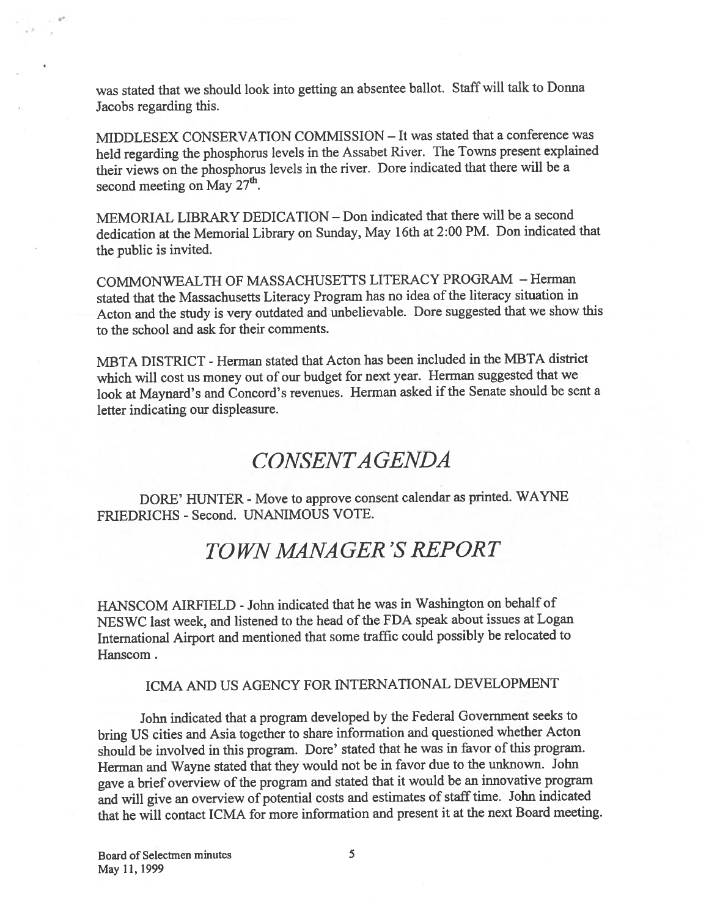was stated that we should look into getting an absentee ballot. Staff will talk to Donna Jacobs regarding this.

MIDDLESEX CONSERVATION COMMISSION – It was stated that a conference was held regarding the phosphorus levels in the Assabet River. The Towns present explained their views on the phosphorus levels in the river. Dore indicated that there will be a second meeting on May 27th.

MEMORIAL LIBRARY DEDICATION – Don indicated that there will be a second dedication at the Memorial Library on Sunday, May 16th at 2:00 PM. Don indicated that the public is invited.

COMMONWEALTH OF MASSACHUSETTS LITERACY PROGRAM – Herman stated that the Massachusetts Literacy Program has no idea of the literacy situation in Acton and the study is very outdated and unbelievable. Dore suggested that we show this to the school and ask for their comments.

MBTA DISTRICT - Herman stated that Acton has been included in the MBTA district which will cost us money out of our budget for next year. Herman suggested that we look at Maynard's and Concord's revenues. Herman asked if the Senate should be sent a letter indicating our displeasure.

# *CONSENT AGENDA*

DORE' HUNTER - Move to approve consent calendar as printed. WAYNE FRIEDRICHS - Second. UNANIMOUS VOTE.

# *TOWN MANAGER'S REPORT*

HANSCOM AIRFIELD - John indicated that he was in Washington on behalf of NESWC last week, and listened to the head of the FDA speak about issues at Logan International Airport and mentioned that some traffic could possibly be relocated to Hanscom .

ICMA AND US AGENCY FOR INTERNATIONAL DEVELOPMENT

John indicated that a program developed by the Federal Government seeks to bring US cities and Asia together to share information and questioned whether Acton should be involved in this program. Dore' stated that he was in favor of this program. Herman and Wayne stated that they would not be in favor due to the unknown. John gave a brief overview of the program and stated that it would be an innovative program and will give an overview of potential costs and estimates of staff time. John indicated that he will contact ICMA for more information and present it at the next Board meeting.

Board of Selectmen minutes
May 11, 1999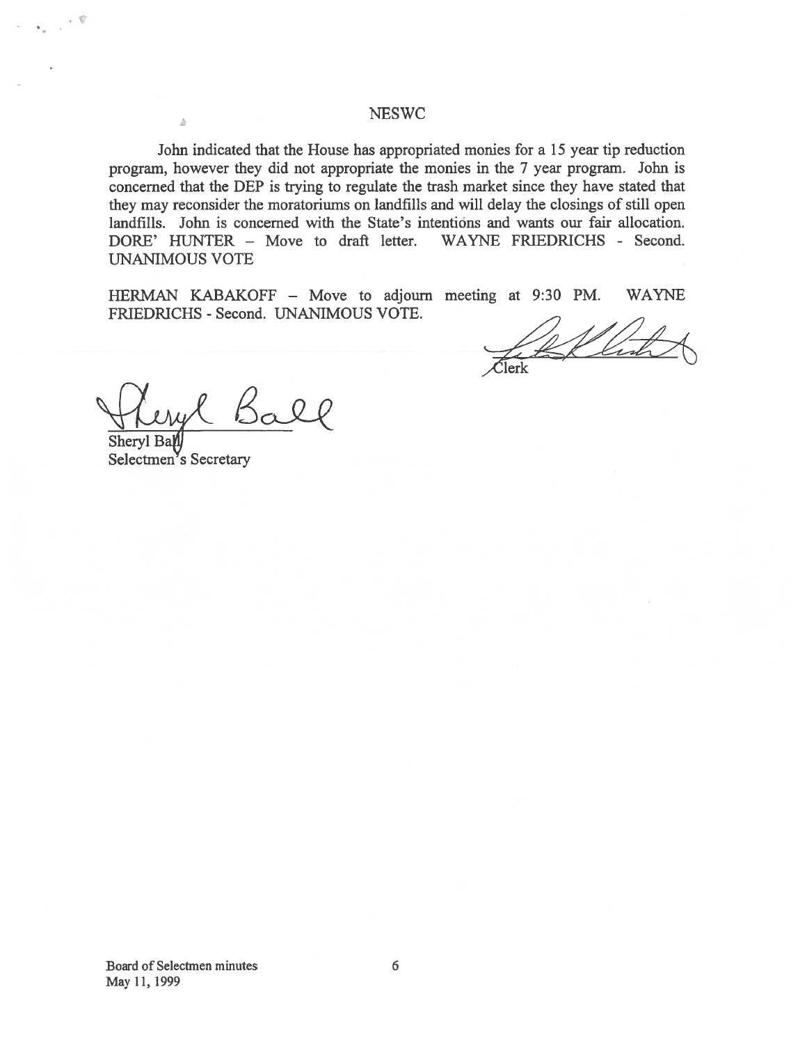## NESWC

John indicated that the House has appropriated monies for a 15 year tip reduction program, however they did not appropriate the monies in the 7 year program. John is concerned that the DEP is trying to regulate the trash market since they have stated that they may reconsider the moratoriums on landfills and will delay the closings of still open landfills. John is concerned with the State's intentions and wants our fair allocation. DORE' HUNTER – Move to draft letter. WAYNE FRIEDRICHS - Second. UNANIMOUS VOTE

HERMAN KABAKOFF – Move to adjourn meeting at 9:30 PM. WAYNE FRIEDRICHS - Second. UNANIMOUS VOTE.

Clerk

Sheryl Ball
Selectmen's Secretary

Board of Selectmen minutes
May 11, 1999